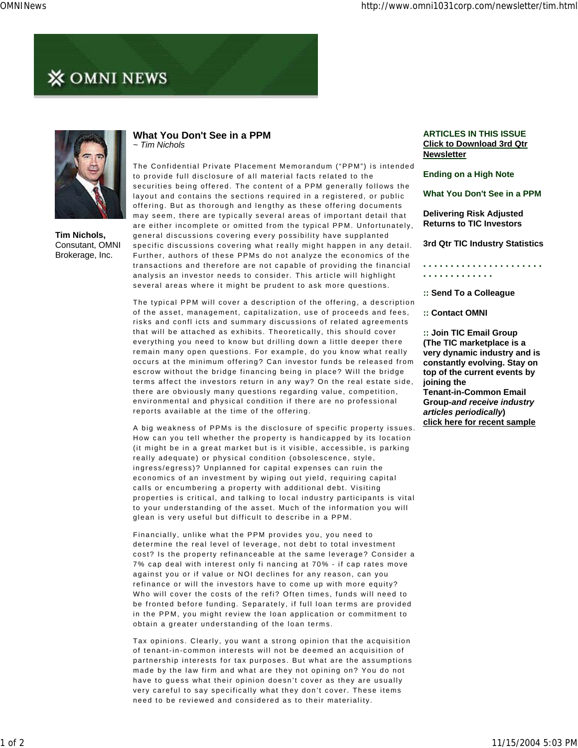# OMNI NEWS

**Tim Nichols,**
Consutant, OMNI Brokerage, Inc.

## What You Don't See in a PPM

*~ Tim Nichols*

The Confidential Private Placement Memorandum ("PPM") is intended to provide full disclosure of all material facts related to the securities being offered. The content of a PPM generally follows the layout and contains the sections required in a registered, or public offering. But as thorough and lengthy as these offering documents may seem, there are typically several areas of important detail that are either incomplete or omitted from the typical PPM. Unfortunately, general discussions covering every possibility have supplanted specific discussions covering what really might happen in any detail. Further, authors of these PPMs do not analyze the economics of the transactions and therefore are not capable of providing the financial analysis an investor needs to consider. This article will highlight several areas where it might be prudent to ask more questions.

The typical PPM will cover a description of the offering, a description of the asset, management, capitalization, use of proceeds and fees, risks and confl icts and summary discussions of related agreements that will be attached as exhibits. Theoretically, this should cover everything you need to know but drilling down a little deeper there remain many open questions. For example, do you know what really occurs at the minimum offering? Can investor funds be released from escrow without the bridge financing being in place? Will the bridge terms affect the investors return in any way? On the real estate side, there are obviously many questions regarding value, competition, environmental and physical condition if there are no professional reports available at the time of the offering.

A big weakness of PPMs is the disclosure of specific property issues. How can you tell whether the property is handicapped by its location (it might be in a great market but is it visible, accessible, is parking really adequate) or physical condition (obsolescence, style, ingress/egress)? Unplanned for capital expenses can ruin the economics of an investment by wiping out yield, requiring capital calls or encumbering a property with additional debt. Visiting properties is critical, and talking to local industry participants is vital to your understanding of the asset. Much of the information you will glean is very useful but difficult to describe in a PPM.

Financially, unlike what the PPM provides you, you need to determine the real level of leverage, not debt to total investment cost? Is the property refinanceable at the same leverage? Consider a 7% cap deal with interest only fi nancing at 70% - if cap rates move against you or if value or NOI declines for any reason, can you refinance or will the investors have to come up with more equity? Who will cover the costs of the refi? Often times, funds will need to be fronted before funding. Separately, if full loan terms are provided in the PPM, you might review the loan application or commitment to obtain a greater understanding of the loan terms.

Tax opinions. Clearly, you want a strong opinion that the acquisition of tenant-in-common interests will not be deemed an acquisition of partnership interests for tax purposes. But what are the assumptions made by the law firm and what are they not opining on? You do not have to guess what their opinion doesn't cover as they are usually very careful to say specifically what they don't cover. These items need to be reviewed and considered as to their materiality.

**ARTICLES IN THIS ISSUE**

**Click to Download 3rd Qtr Newsletter**

**Ending on a High Note**

**What You Don't See in a PPM**

**Delivering Risk Adjusted Returns to TIC Investors**

**3rd Qtr TIC Industry Statistics**

**:: Send To a Colleague**

**:: Contact OMNI**

**:: Join TIC Email Group**
**(The TIC marketplace is a very dynamic industry and is constantly evolving. Stay on top of the current events by joining the Tenant-in-Common Email Group-*and receive industry articles periodically*)**
**click here for recent sample**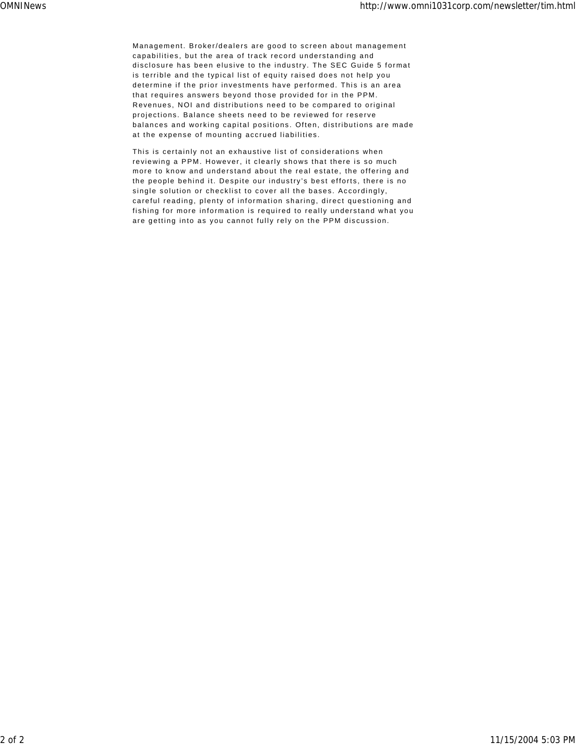Management. Broker/dealers are good to screen about management capabilities, but the area of track record understanding and disclosure has been elusive to the industry. The SEC Guide 5 format is terrible and the typical list of equity raised does not help you determine if the prior investments have performed. This is an area that requires answers beyond those provided for in the PPM. Revenues, NOI and distributions need to be compared to original projections. Balance sheets need to be reviewed for reserve balances and working capital positions. Often, distributions are made at the expense of mounting accrued liabilities.

This is certainly not an exhaustive list of considerations when reviewing a PPM. However, it clearly shows that there is so much more to know and understand about the real estate, the offering and the people behind it. Despite our industry's best efforts, there is no single solution or checklist to cover all the bases. Accordingly, careful reading, plenty of information sharing, direct questioning and fishing for more information is required to really understand what you are getting into as you cannot fully rely on the PPM discussion.